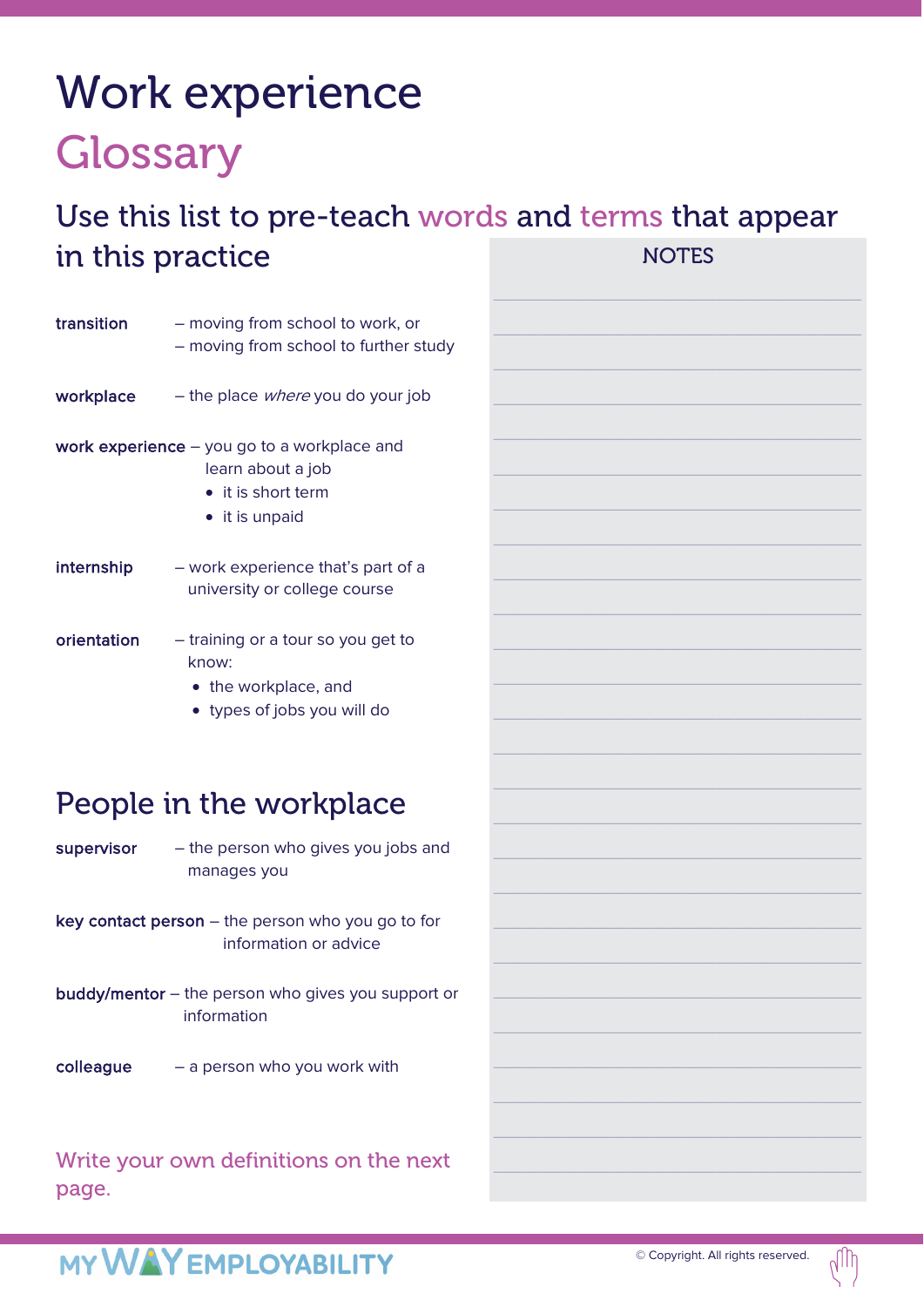# Work experience

## Glossary

### Use this list to pre-teach words and terms that appear in this practice

**transition** – moving from school to work, or
– moving from school to further study

**workplace** – the place *where* you do your job

**work experience** – you go to a workplace and learn about a job

- it is short term
- it is unpaid

**internship** – work experience that's part of a university or college course

**orientation** – training or a tour so you get to know:

- the workplace, and
- types of jobs you will do

## People in the workplace

**supervisor** – the person who gives you jobs and manages you

**key contact person** – the person who you go to for information or advice

**buddy/mentor** – the person who gives you support or information

**colleague** – a person who you work with

Write your own definitions on the next page.

NOTES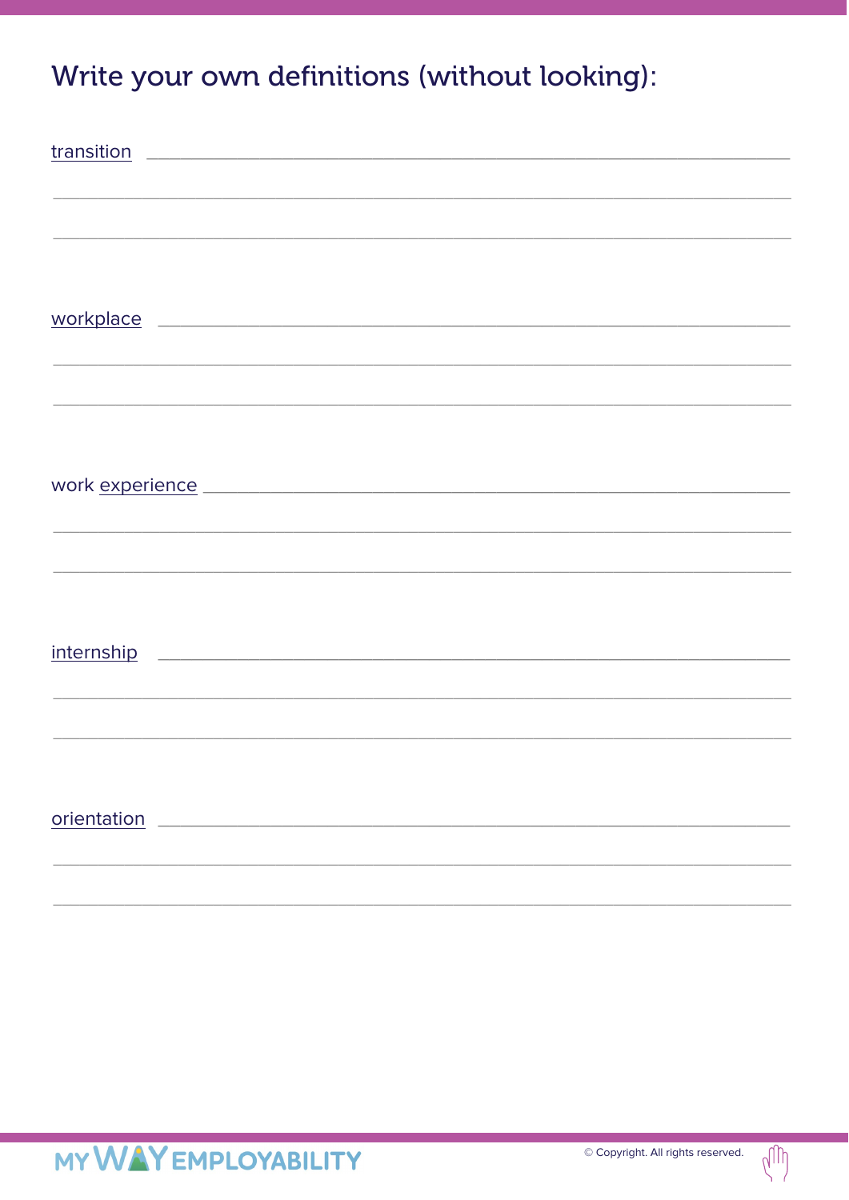# Write your own definitions (without looking):

transition \_\_\_\_\_\_\_\_\_\_\_\_\_\_\_\_\_\_\_\_\_\_\_\_\_\_\_\_\_\_\_\_\_\_\_\_\_\_\_\_\_\_\_\_\_\_\_\_\_\_\_\_\_\_\_\_\_\_\_\_

\_\_\_\_\_\_\_\_\_\_\_\_\_\_\_\_\_\_\_\_\_\_\_\_\_\_\_\_\_\_\_\_\_\_\_\_\_\_\_\_\_\_\_\_\_\_\_\_\_\_\_\_\_\_\_\_\_\_\_\_\_\_\_\_\_\_\_\_\_\_

\_\_\_\_\_\_\_\_\_\_\_\_\_\_\_\_\_\_\_\_\_\_\_\_\_\_\_\_\_\_\_\_\_\_\_\_\_\_\_\_\_\_\_\_\_\_\_\_\_\_\_\_\_\_\_\_\_\_\_\_\_\_\_\_\_\_\_\_\_\_

workplace \_\_\_\_\_\_\_\_\_\_\_\_\_\_\_\_\_\_\_\_\_\_\_\_\_\_\_\_\_\_\_\_\_\_\_\_\_\_\_\_\_\_\_\_\_\_\_\_\_\_\_\_\_\_\_\_\_\_\_\_

\_\_\_\_\_\_\_\_\_\_\_\_\_\_\_\_\_\_\_\_\_\_\_\_\_\_\_\_\_\_\_\_\_\_\_\_\_\_\_\_\_\_\_\_\_\_\_\_\_\_\_\_\_\_\_\_\_\_\_\_\_\_\_\_\_\_\_\_\_\_

\_\_\_\_\_\_\_\_\_\_\_\_\_\_\_\_\_\_\_\_\_\_\_\_\_\_\_\_\_\_\_\_\_\_\_\_\_\_\_\_\_\_\_\_\_\_\_\_\_\_\_\_\_\_\_\_\_\_\_\_\_\_\_\_\_\_\_\_\_\_

work experience \_\_\_\_\_\_\_\_\_\_\_\_\_\_\_\_\_\_\_\_\_\_\_\_\_\_\_\_\_\_\_\_\_\_\_\_\_\_\_\_\_\_\_\_\_\_\_\_\_\_\_\_\_\_\_\_

\_\_\_\_\_\_\_\_\_\_\_\_\_\_\_\_\_\_\_\_\_\_\_\_\_\_\_\_\_\_\_\_\_\_\_\_\_\_\_\_\_\_\_\_\_\_\_\_\_\_\_\_\_\_\_\_\_\_\_\_\_\_\_\_\_\_\_\_\_\_

\_\_\_\_\_\_\_\_\_\_\_\_\_\_\_\_\_\_\_\_\_\_\_\_\_\_\_\_\_\_\_\_\_\_\_\_\_\_\_\_\_\_\_\_\_\_\_\_\_\_\_\_\_\_\_\_\_\_\_\_\_\_\_\_\_\_\_\_\_\_

internship \_\_\_\_\_\_\_\_\_\_\_\_\_\_\_\_\_\_\_\_\_\_\_\_\_\_\_\_\_\_\_\_\_\_\_\_\_\_\_\_\_\_\_\_\_\_\_\_\_\_\_\_\_\_\_\_\_\_\_\_

\_\_\_\_\_\_\_\_\_\_\_\_\_\_\_\_\_\_\_\_\_\_\_\_\_\_\_\_\_\_\_\_\_\_\_\_\_\_\_\_\_\_\_\_\_\_\_\_\_\_\_\_\_\_\_\_\_\_\_\_\_\_\_\_\_\_\_\_\_\_

\_\_\_\_\_\_\_\_\_\_\_\_\_\_\_\_\_\_\_\_\_\_\_\_\_\_\_\_\_\_\_\_\_\_\_\_\_\_\_\_\_\_\_\_\_\_\_\_\_\_\_\_\_\_\_\_\_\_\_\_\_\_\_\_\_\_\_\_\_\_

orientation \_\_\_\_\_\_\_\_\_\_\_\_\_\_\_\_\_\_\_\_\_\_\_\_\_\_\_\_\_\_\_\_\_\_\_\_\_\_\_\_\_\_\_\_\_\_\_\_\_\_\_\_\_\_\_\_\_\_\_\_

\_\_\_\_\_\_\_\_\_\_\_\_\_\_\_\_\_\_\_\_\_\_\_\_\_\_\_\_\_\_\_\_\_\_\_\_\_\_\_\_\_\_\_\_\_\_\_\_\_\_\_\_\_\_\_\_\_\_\_\_\_\_\_\_\_\_\_\_\_\_

\_\_\_\_\_\_\_\_\_\_\_\_\_\_\_\_\_\_\_\_\_\_\_\_\_\_\_\_\_\_\_\_\_\_\_\_\_\_\_\_\_\_\_\_\_\_\_\_\_\_\_\_\_\_\_\_\_\_\_\_\_\_\_\_\_\_\_\_\_\_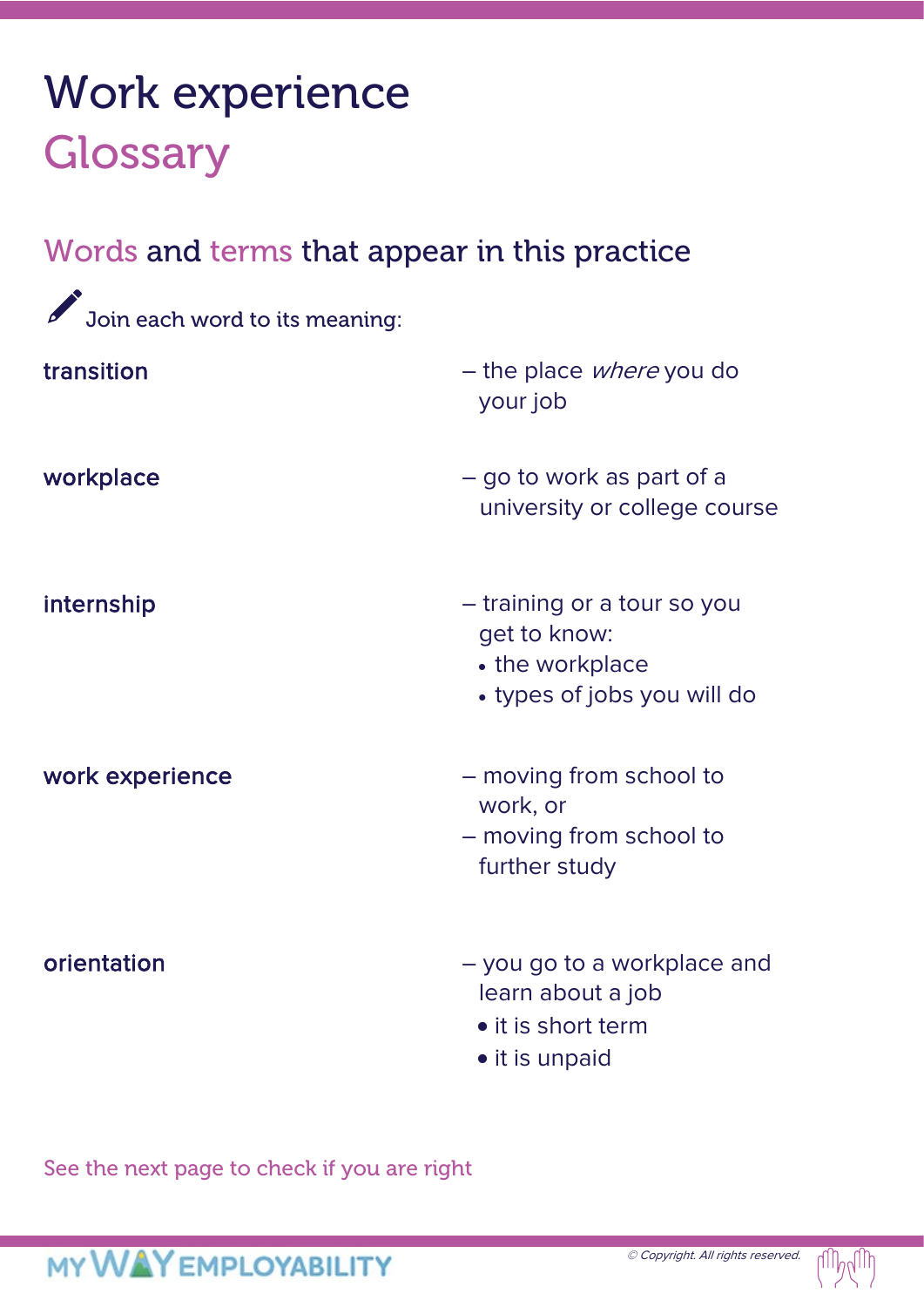# Work experience
# Glossary

## Words and terms that appear in this practice

Join each word to its meaning:

| | |
|---|---|
| **transition** | – the place *where* you do your job |
| **workplace** | – go to work as part of a university or college course |
| **internship** | – training or a tour so you get to know:<br>• the workplace<br>• types of jobs you will do |
| **work experience** | – moving from school to work, or<br>– moving from school to further study |
| **orientation** | – you go to a workplace and learn about a job<br>• it is short term<br>• it is unpaid |

See the next page to check if you are right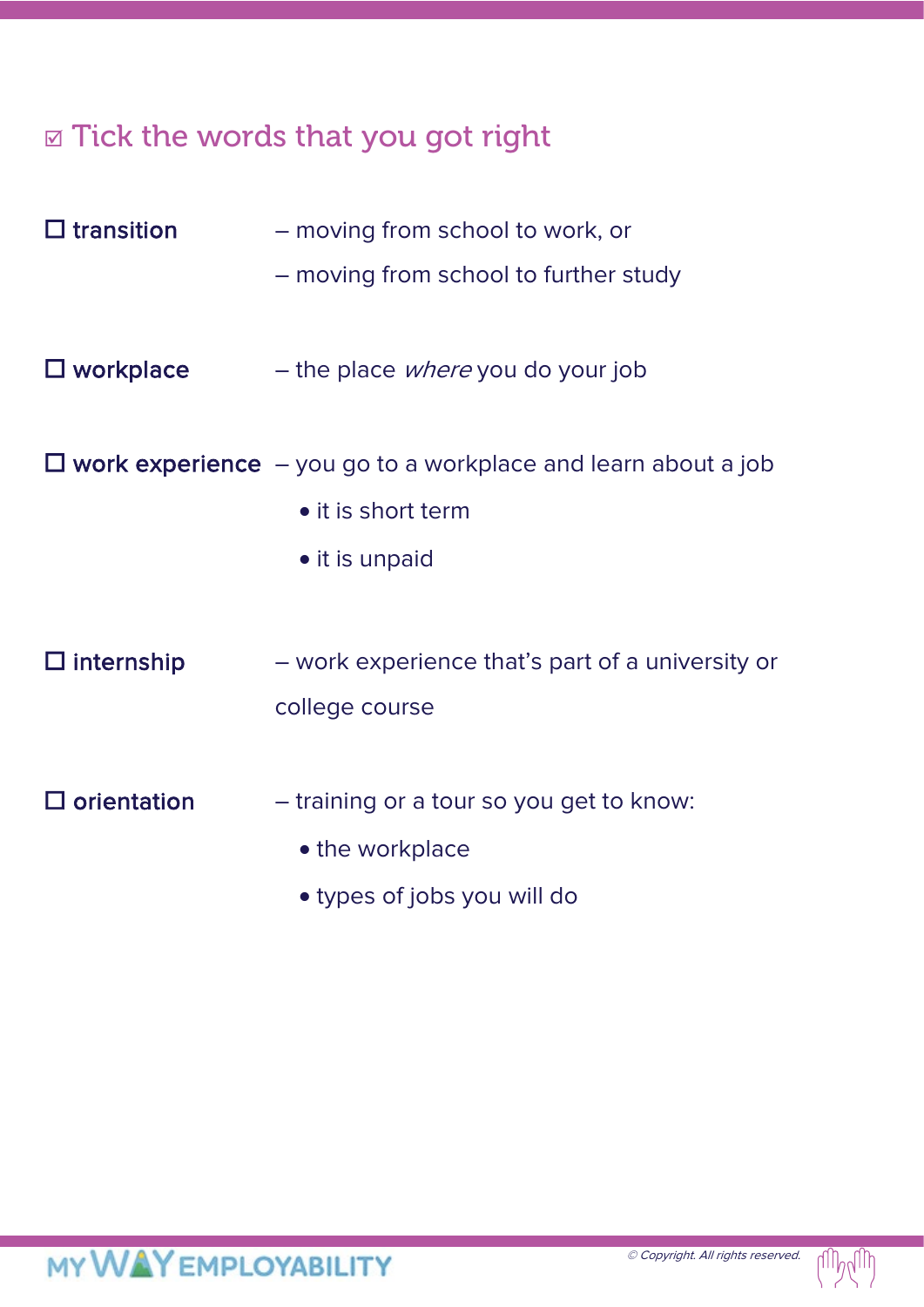## ☑ Tick the words that you got right

☐ **transition** – moving from school to work, or
– moving from school to further study

☐ **workplace** – the place *where* you do your job

☐ **work experience** – you go to a workplace and learn about a job

- it is short term
- it is unpaid

☐ **internship** – work experience that's part of a university or college course

☐ **orientation** – training or a tour so you get to know:

- the workplace
- types of jobs you will do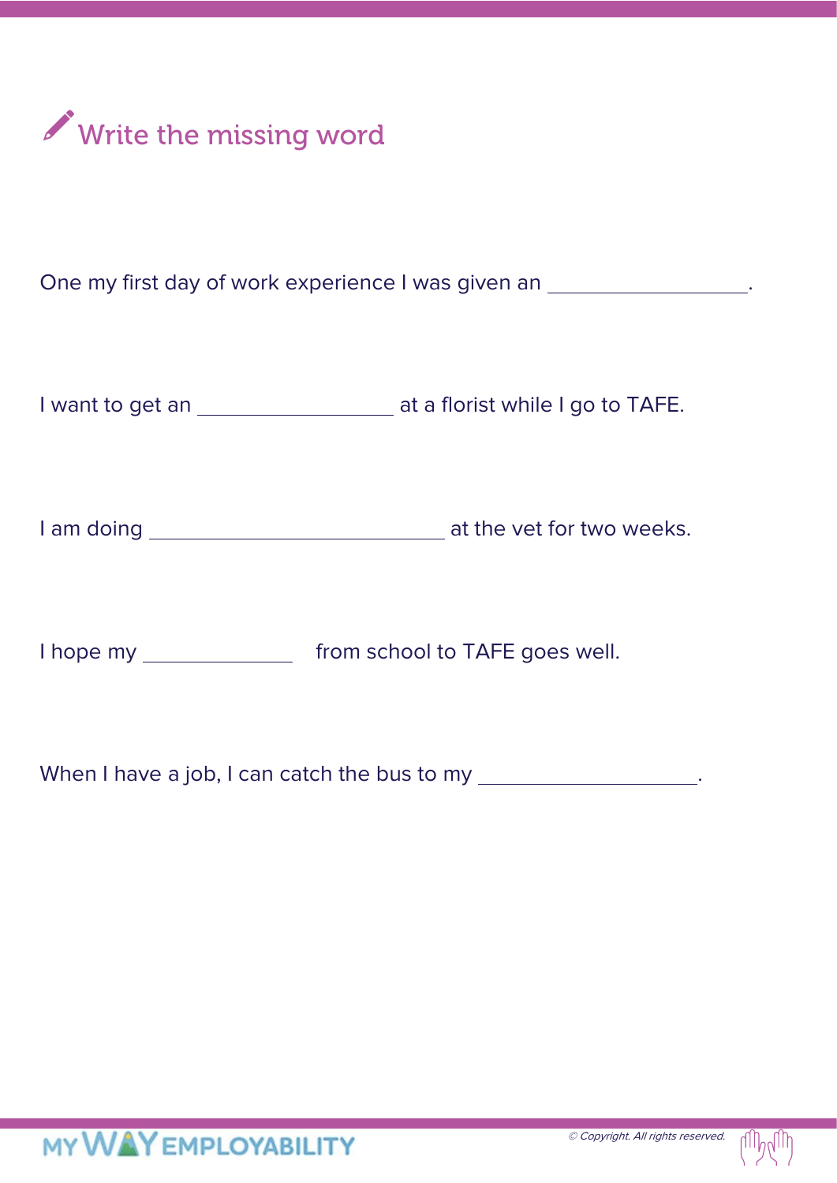## Write the missing word

One my first day of work experience I was given an ________________.

I want to get an ________________ at a florist while I go to TAFE.

I am doing ________________________ at the vet for two weeks.

I hope my ____________ from school to TAFE goes well.

When I have a job, I can catch the bus to my __________________.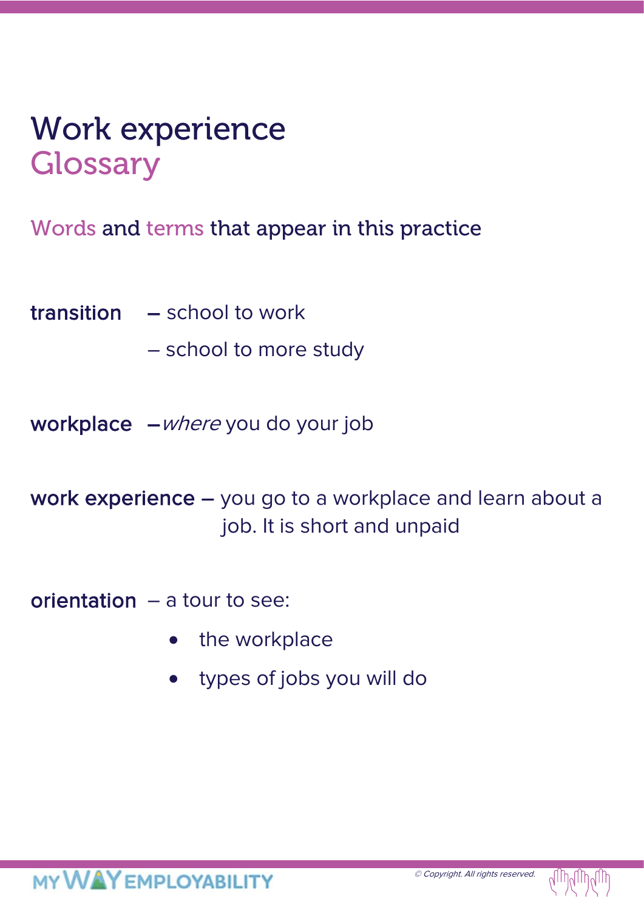# Work experience
## Glossary

Words and terms that appear in this practice

**transition** – school to work

– school to more study

**workplace** – *where* you do your job

**work experience** – you go to a workplace and learn about a job. It is short and unpaid

**orientation** – a tour to see:

- the workplace
- types of jobs you will do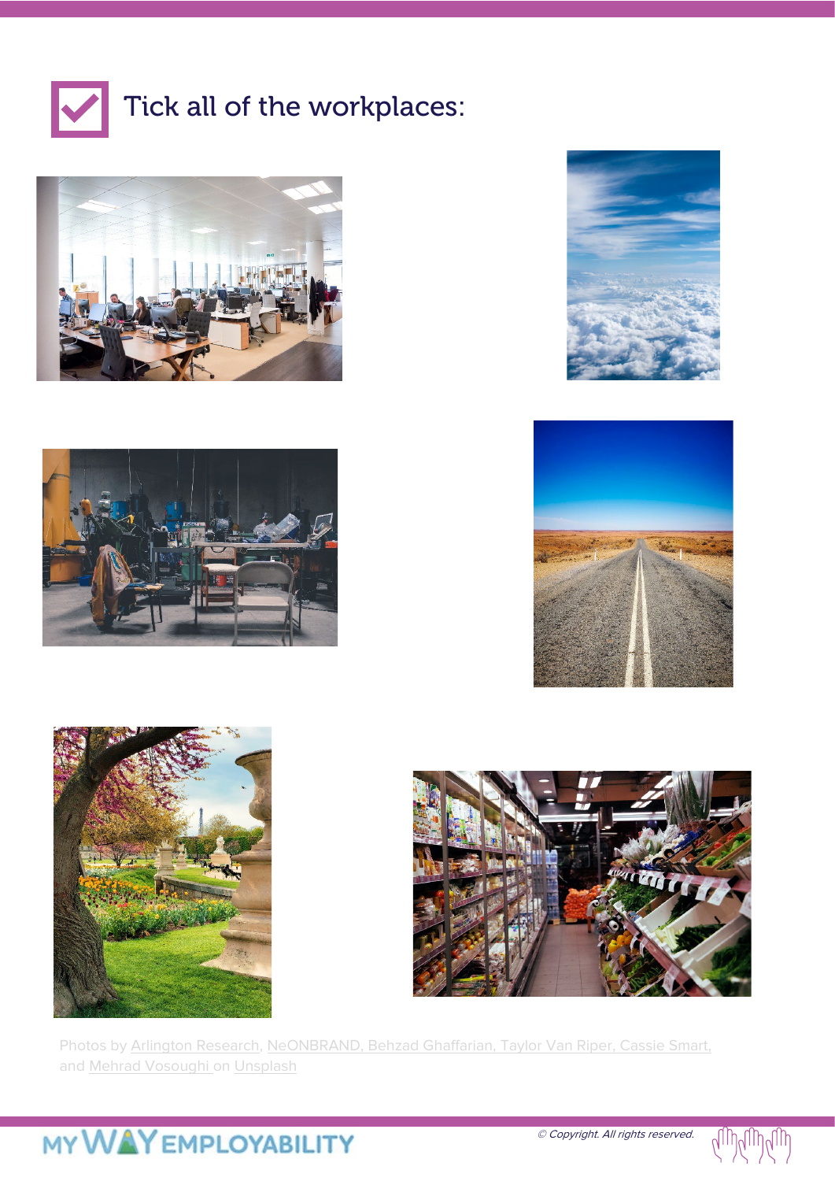# Tick all of the workplaces:

Photos by Arlington Research, NeONBRAND, Behzad Ghaffarian, Taylor Van Riper, Cassie Smart, and Mehrad Vosoughi on Unsplash